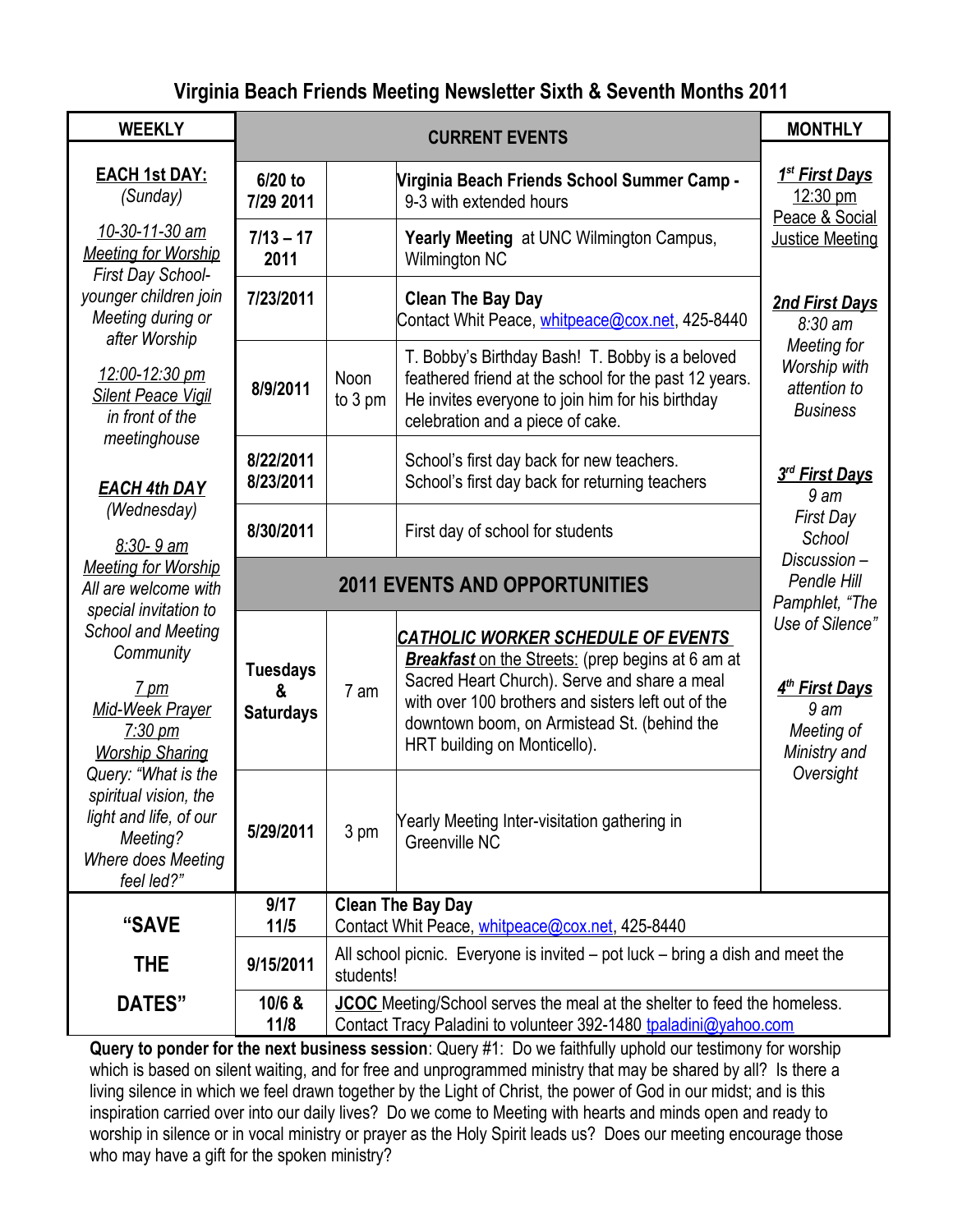# Virginia Beach Friends Meeting Newsletter Sixth & Seventh Months 2011

## WEEKLY

**EACH 1st DAY:**
*(Sunday)*

*10-30-11-30 am*
*Meeting for Worship*
*First Day School- younger children join Meeting during or after Worship*

*12:00-12:30 pm*
*Silent Peace Vigil*
*in front of the meetinghouse*

***EACH 4th DAY***
*(Wednesday)*

*8:30- 9 am*
*Meeting for Worship*
*All are welcome with special invitation to School and Meeting Community*

*7 pm*
*Mid-Week Prayer*
*7:30 pm*
*Worship Sharing*
*Query: "What is the spiritual vision, the light and life, of our Meeting? Where does Meeting feel led?"*

## CURRENT EVENTS

| Date | Time | Event |
| --- | --- | --- |
| 6/20 to 7/29 2011 | | **Virginia Beach Friends School Summer Camp -** 9-3 with extended hours |
| 7/13 – 17 2011 | | **Yearly Meeting** at UNC Wilmington Campus, Wilmington NC |
| 7/23/2011 | | **Clean The Bay Day** Contact Whit Peace, whitpeace@cox.net, 425-8440 |
| 8/9/2011 | Noon to 3 pm | T. Bobby's Birthday Bash! T. Bobby is a beloved feathered friend at the school for the past 12 years. He invites everyone to join him for his birthday celebration and a piece of cake. |
| 8/22/2011 8/23/2011 | | School's first day back for new teachers. School's first day back for returning teachers |
| 8/30/2011 | | First day of school for students |

## 2011 EVENTS AND OPPORTUNITIES

| Date | Time | Event |
| --- | --- | --- |
| Tuesdays & Saturdays | 7 am | ***CATHOLIC WORKER SCHEDULE OF EVENTS*** ***Breakfast** on the Streets:* (prep begins at 6 am at Sacred Heart Church). Serve and share a meal with over 100 brothers and sisters left out of the downtown boom, on Armistead St. (behind the HRT building on Monticello). |
| 5/29/2011 | 3 pm | Yearly Meeting Inter-visitation gathering in Greenville NC |

## MONTHLY

***1st First Days***
12:30 pm
Peace & Social Justice Meeting

***2nd First Days***
*8:30 am*
*Meeting for Worship with attention to Business*

***3rd First Days***
*9 am*
*First Day School Discussion – Pendle Hill Pamphlet, "The Use of Silence"*

***4th First Days***
*9 am*
*Meeting of Ministry and Oversight*

## "SAVE THE DATES"

| Date | Event |
| --- | --- |
| 9/17 11/5 | **Clean The Bay Day** Contact Whit Peace, whitpeace@cox.net, 425-8440 |
| 9/15/2011 | All school picnic. Everyone is invited – pot luck – bring a dish and meet the students! |
| 10/6 & 11/8 | **JCOC** Meeting/School serves the meal at the shelter to feed the homeless. Contact Tracy Paladini to volunteer 392-1480 tpaladini@yahoo.com |

**Query to ponder for the next business session**: Query #1: Do we faithfully uphold our testimony for worship which is based on silent waiting, and for free and unprogrammed ministry that may be shared by all? Is there a living silence in which we feel drawn together by the Light of Christ, the power of God in our midst; and is this inspiration carried over into our daily lives? Do we come to Meeting with hearts and minds open and ready to worship in silence or in vocal ministry or prayer as the Holy Spirit leads us? Does our meeting encourage those who may have a gift for the spoken ministry?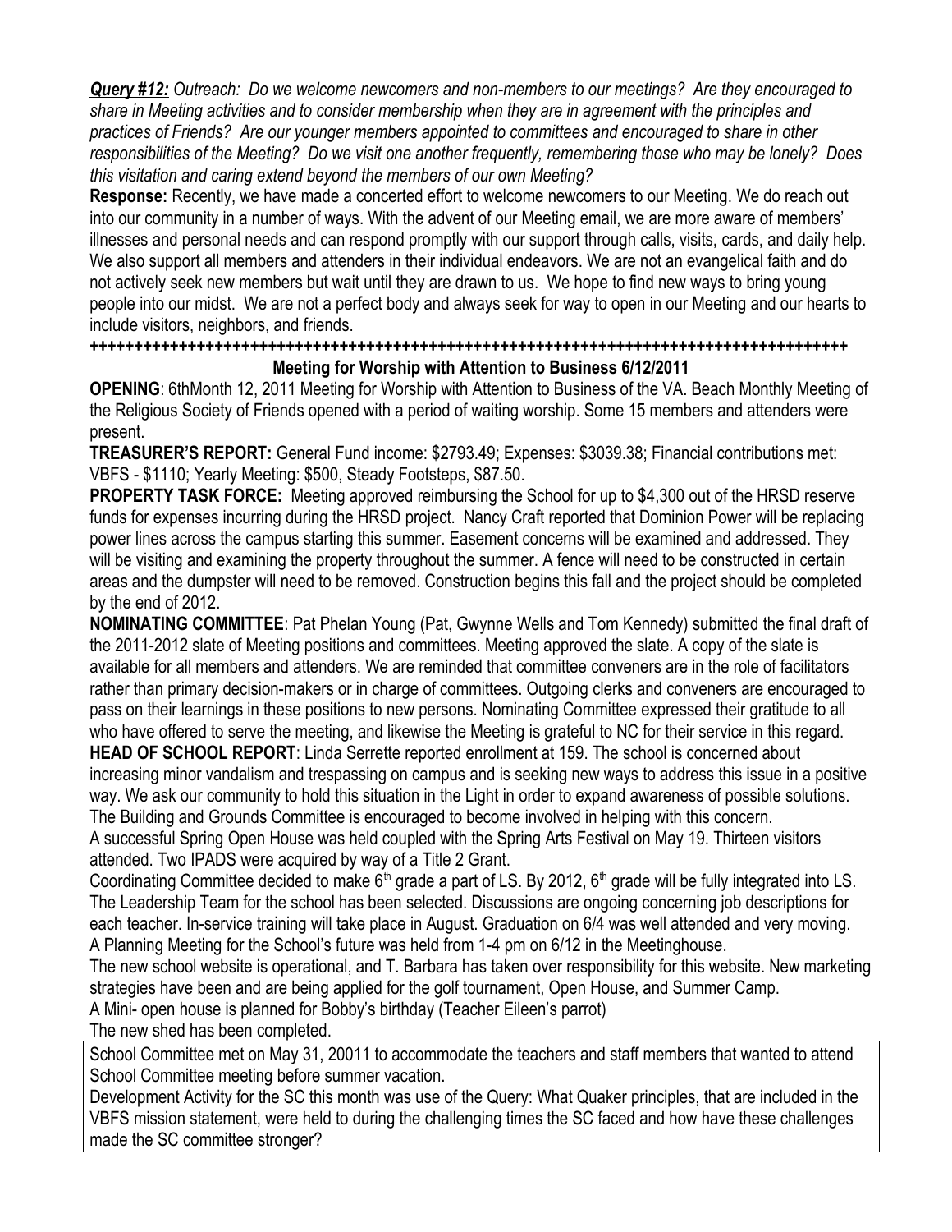***Query #12:*** *Outreach: Do we welcome newcomers and non-members to our meetings? Are they encouraged to share in Meeting activities and to consider membership when they are in agreement with the principles and practices of Friends? Are our younger members appointed to committees and encouraged to share in other responsibilities of the Meeting? Do we visit one another frequently, remembering those who may be lonely? Does this visitation and caring extend beyond the members of our own Meeting?*

**Response:** Recently, we have made a concerted effort to welcome newcomers to our Meeting. We do reach out into our community in a number of ways. With the advent of our Meeting email, we are more aware of members' illnesses and personal needs and can respond promptly with our support through calls, visits, cards, and daily help. We also support all members and attenders in their individual endeavors. We are not an evangelical faith and do not actively seek new members but wait until they are drawn to us. We hope to find new ways to bring young people into our midst. We are not a perfect body and always seek for way to open in our Meeting and our hearts to include visitors, neighbors, and friends.

**++++++++++++++++++++++++++++++++++++++++++++++++++++++++++++++++++++++++++++++++++++++++++**

**Meeting for Worship with Attention to Business 6/12/2011**

**OPENING**: 6thMonth 12, 2011 Meeting for Worship with Attention to Business of the VA. Beach Monthly Meeting of the Religious Society of Friends opened with a period of waiting worship. Some 15 members and attenders were present.

**TREASURER'S REPORT:** General Fund income: $2793.49; Expenses: $3039.38; Financial contributions met: VBFS - $1110; Yearly Meeting: $500, Steady Footsteps, $87.50.

**PROPERTY TASK FORCE:** Meeting approved reimbursing the School for up to $4,300 out of the HRSD reserve funds for expenses incurring during the HRSD project. Nancy Craft reported that Dominion Power will be replacing power lines across the campus starting this summer. Easement concerns will be examined and addressed. They will be visiting and examining the property throughout the summer. A fence will need to be constructed in certain areas and the dumpster will need to be removed. Construction begins this fall and the project should be completed by the end of 2012.

**NOMINATING COMMITTEE**: Pat Phelan Young (Pat, Gwynne Wells and Tom Kennedy) submitted the final draft of the 2011-2012 slate of Meeting positions and committees. Meeting approved the slate. A copy of the slate is available for all members and attenders. We are reminded that committee conveners are in the role of facilitators rather than primary decision-makers or in charge of committees. Outgoing clerks and conveners are encouraged to pass on their learnings in these positions to new persons. Nominating Committee expressed their gratitude to all who have offered to serve the meeting, and likewise the Meeting is grateful to NC for their service in this regard.

**HEAD OF SCHOOL REPORT**: Linda Serrette reported enrollment at 159. The school is concerned about increasing minor vandalism and trespassing on campus and is seeking new ways to address this issue in a positive way. We ask our community to hold this situation in the Light in order to expand awareness of possible solutions. The Building and Grounds Committee is encouraged to become involved in helping with this concern.

A successful Spring Open House was held coupled with the Spring Arts Festival on May 19. Thirteen visitors attended. Two IPADS were acquired by way of a Title 2 Grant.

Coordinating Committee decided to make 6th grade a part of LS. By 2012, 6th grade will be fully integrated into LS. The Leadership Team for the school has been selected. Discussions are ongoing concerning job descriptions for each teacher. In-service training will take place in August. Graduation on 6/4 was well attended and very moving. A Planning Meeting for the School's future was held from 1-4 pm on 6/12 in the Meetinghouse.

The new school website is operational, and T. Barbara has taken over responsibility for this website. New marketing strategies have been and are being applied for the golf tournament, Open House, and Summer Camp.

A Mini- open house is planned for Bobby's birthday (Teacher Eileen's parrot)

The new shed has been completed.

School Committee met on May 31, 20011 to accommodate the teachers and staff members that wanted to attend School Committee meeting before summer vacation.

Development Activity for the SC this month was use of the Query: What Quaker principles, that are included in the VBFS mission statement, were held to during the challenging times the SC faced and how have these challenges made the SC committee stronger?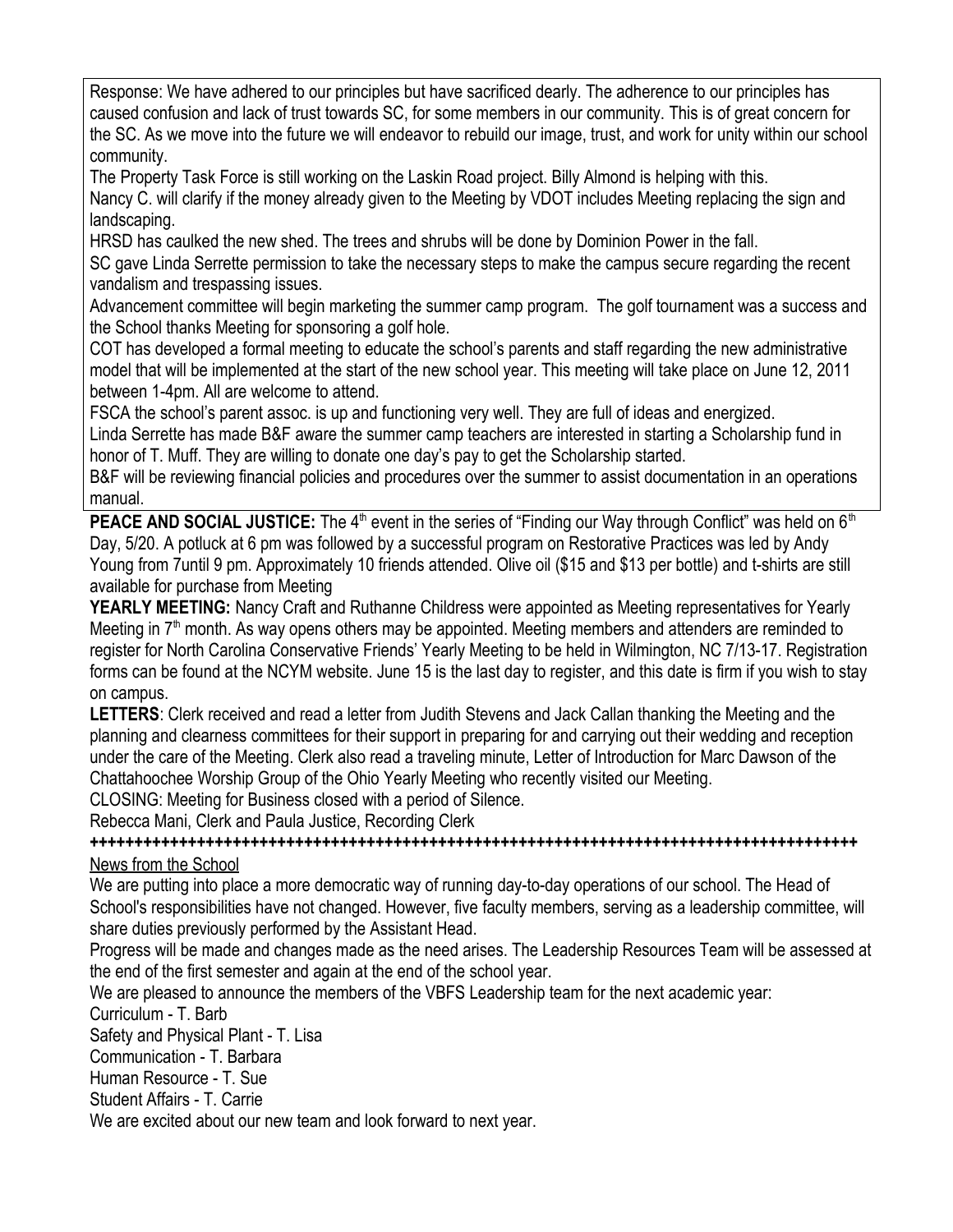Response: We have adhered to our principles but have sacrificed dearly. The adherence to our principles has caused confusion and lack of trust towards SC, for some members in our community. This is of great concern for the SC. As we move into the future we will endeavor to rebuild our image, trust, and work for unity within our school community.

The Property Task Force is still working on the Laskin Road project. Billy Almond is helping with this.

Nancy C. will clarify if the money already given to the Meeting by VDOT includes Meeting replacing the sign and landscaping.

HRSD has caulked the new shed. The trees and shrubs will be done by Dominion Power in the fall.

SC gave Linda Serrette permission to take the necessary steps to make the campus secure regarding the recent vandalism and trespassing issues.

Advancement committee will begin marketing the summer camp program. The golf tournament was a success and the School thanks Meeting for sponsoring a golf hole.

COT has developed a formal meeting to educate the school's parents and staff regarding the new administrative model that will be implemented at the start of the new school year. This meeting will take place on June 12, 2011 between 1-4pm. All are welcome to attend.

FSCA the school's parent assoc. is up and functioning very well. They are full of ideas and energized.

Linda Serrette has made B&F aware the summer camp teachers are interested in starting a Scholarship fund in honor of T. Muff. They are willing to donate one day's pay to get the Scholarship started.

B&F will be reviewing financial policies and procedures over the summer to assist documentation in an operations manual.

**PEACE AND SOCIAL JUSTICE:** The 4th event in the series of "Finding our Way through Conflict" was held on 6th Day, 5/20. A potluck at 6 pm was followed by a successful program on Restorative Practices was led by Andy Young from 7until 9 pm. Approximately 10 friends attended. Olive oil ($15 and $13 per bottle) and t-shirts are still available for purchase from Meeting

**YEARLY MEETING:** Nancy Craft and Ruthanne Childress were appointed as Meeting representatives for Yearly Meeting in 7th month. As way opens others may be appointed. Meeting members and attenders are reminded to register for North Carolina Conservative Friends' Yearly Meeting to be held in Wilmington, NC 7/13-17. Registration forms can be found at the NCYM website. June 15 is the last day to register, and this date is firm if you wish to stay on campus.

**LETTERS**: Clerk received and read a letter from Judith Stevens and Jack Callan thanking the Meeting and the planning and clearness committees for their support in preparing for and carrying out their wedding and reception under the care of the Meeting. Clerk also read a traveling minute, Letter of Introduction for Marc Dawson of the Chattahoochee Worship Group of the Ohio Yearly Meeting who recently visited our Meeting.

CLOSING: Meeting for Business closed with a period of Silence.

Rebecca Mani, Clerk and Paula Justice, Recording Clerk

**++++++++++++++++++++++++++++++++++++++++++++++++++++++++++++++++++++++++++++++++++++++++++**

News from the School

We are putting into place a more democratic way of running day-to-day operations of our school. The Head of School's responsibilities have not changed. However, five faculty members, serving as a leadership committee, will share duties previously performed by the Assistant Head.

Progress will be made and changes made as the need arises. The Leadership Resources Team will be assessed at the end of the first semester and again at the end of the school year.

We are pleased to announce the members of the VBFS Leadership team for the next academic year:

Curriculum - T. Barb

Safety and Physical Plant - T. Lisa

Communication - T. Barbara

Human Resource - T. Sue

Student Affairs - T. Carrie

We are excited about our new team and look forward to next year.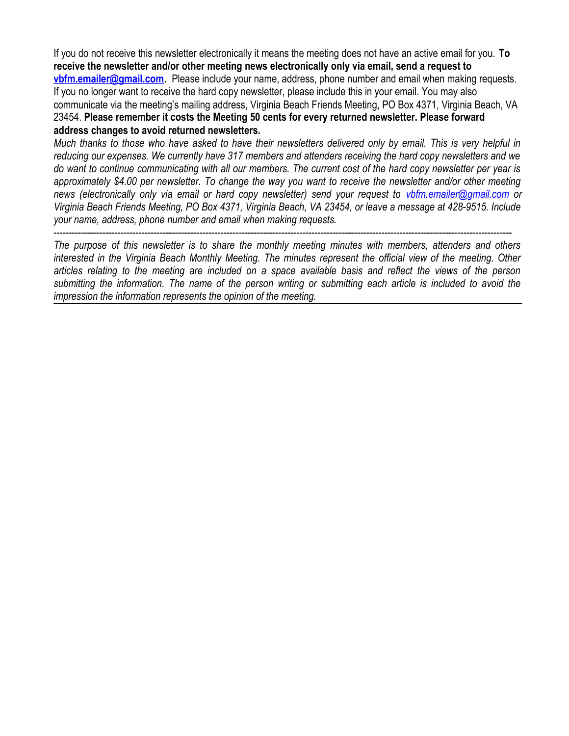If you do not receive this newsletter electronically it means the meeting does not have an active email for you. **To receive the newsletter and/or other meeting news electronically only via email, send a request to [vbfm.emailer@gmail.com](mailto:vbfm.emailer@gmail.com).** Please include your name, address, phone number and email when making requests. If you no longer want to receive the hard copy newsletter, please include this in your email. You may also communicate via the meeting's mailing address, Virginia Beach Friends Meeting, PO Box 4371, Virginia Beach, VA 23454. **Please remember it costs the Meeting 50 cents for every returned newsletter. Please forward address changes to avoid returned newsletters.**

*Much thanks to those who have asked to have their newsletters delivered only by email. This is very helpful in reducing our expenses. We currently have 317 members and attenders receiving the hard copy newsletters and we do want to continue communicating with all our members. The current cost of the hard copy newsletter per year is approximately $4.00 per newsletter. To change the way you want to receive the newsletter and/or other meeting news (electronically only via email or hard copy newsletter) send your request to [vbfm.emailer@gmail.com](mailto:vbfm.emailer@gmail.com) or Virginia Beach Friends Meeting, PO Box 4371, Virginia Beach, VA 23454, or leave a message at 428-9515. Include your name, address, phone number and email when making requests.*

---

*The purpose of this newsletter is to share the monthly meeting minutes with members, attenders and others interested in the Virginia Beach Monthly Meeting. The minutes represent the official view of the meeting. Other articles relating to the meeting are included on a space available basis and reflect the views of the person submitting the information. The name of the person writing or submitting each article is included to avoid the impression the information represents the opinion of the meeting.*